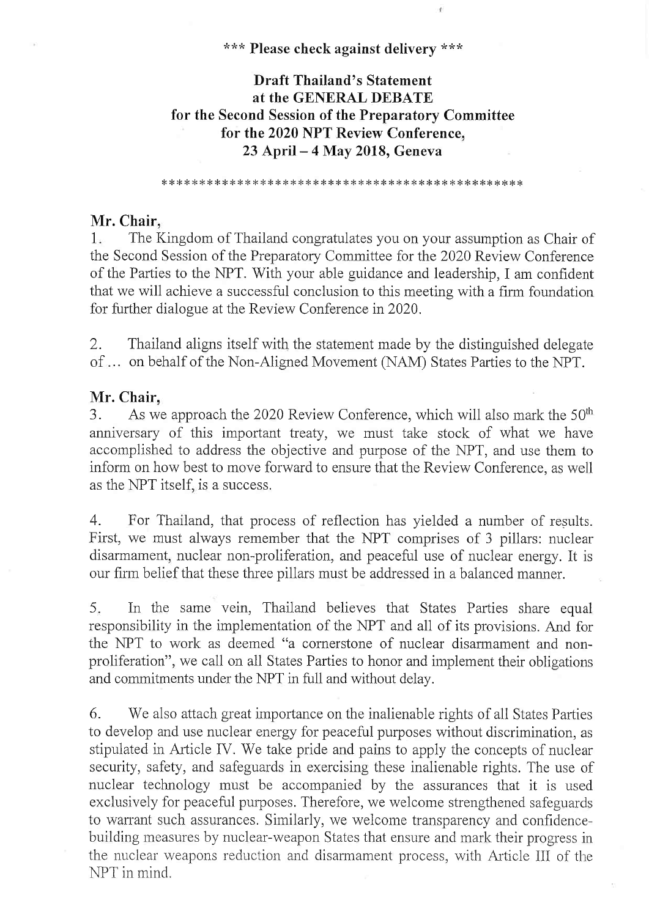**\*\*\* Please check against delivery \*\*\***

# Draft Thailand's Statement at the GENERAL DEBATE for the Second Session of the Preparatory Committee for the 2020 NPT Review Conference, 23 April – 4 May 2018, Geneva

***********************************************

**Mr. Chair,**

1. The Kingdom of Thailand congratulates you on your assumption as Chair of the Second Session of the Preparatory Committee for the 2020 Review Conference of the Parties to the NPT. With your able guidance and leadership, I am confident that we will achieve a successful conclusion to this meeting with a firm foundation for further dialogue at the Review Conference in 2020.

2. Thailand aligns itself with the statement made by the distinguished delegate of ... on behalf of the Non-Aligned Movement (NAM) States Parties to the NPT.

**Mr. Chair,**

3. As we approach the 2020 Review Conference, which will also mark the 50th anniversary of this important treaty, we must take stock of what we have accomplished to address the objective and purpose of the NPT, and use them to inform on how best to move forward to ensure that the Review Conference, as well as the NPT itself, is a success.

4. For Thailand, that process of reflection has yielded a number of results. First, we must always remember that the NPT comprises of 3 pillars: nuclear disarmament, nuclear non-proliferation, and peaceful use of nuclear energy. It is our firm belief that these three pillars must be addressed in a balanced manner.

5. In the same vein, Thailand believes that States Parties share equal responsibility in the implementation of the NPT and all of its provisions. And for the NPT to work as deemed "a cornerstone of nuclear disarmament and non-proliferation", we call on all States Parties to honor and implement their obligations and commitments under the NPT in full and without delay.

6. We also attach great importance on the inalienable rights of all States Parties to develop and use nuclear energy for peaceful purposes without discrimination, as stipulated in Article IV. We take pride and pains to apply the concepts of nuclear security, safety, and safeguards in exercising these inalienable rights. The use of nuclear technology must be accompanied by the assurances that it is used exclusively for peaceful purposes. Therefore, we welcome strengthened safeguards to warrant such assurances. Similarly, we welcome transparency and confidence-building measures by nuclear-weapon States that ensure and mark their progress in the nuclear weapons reduction and disarmament process, with Article III of the NPT in mind.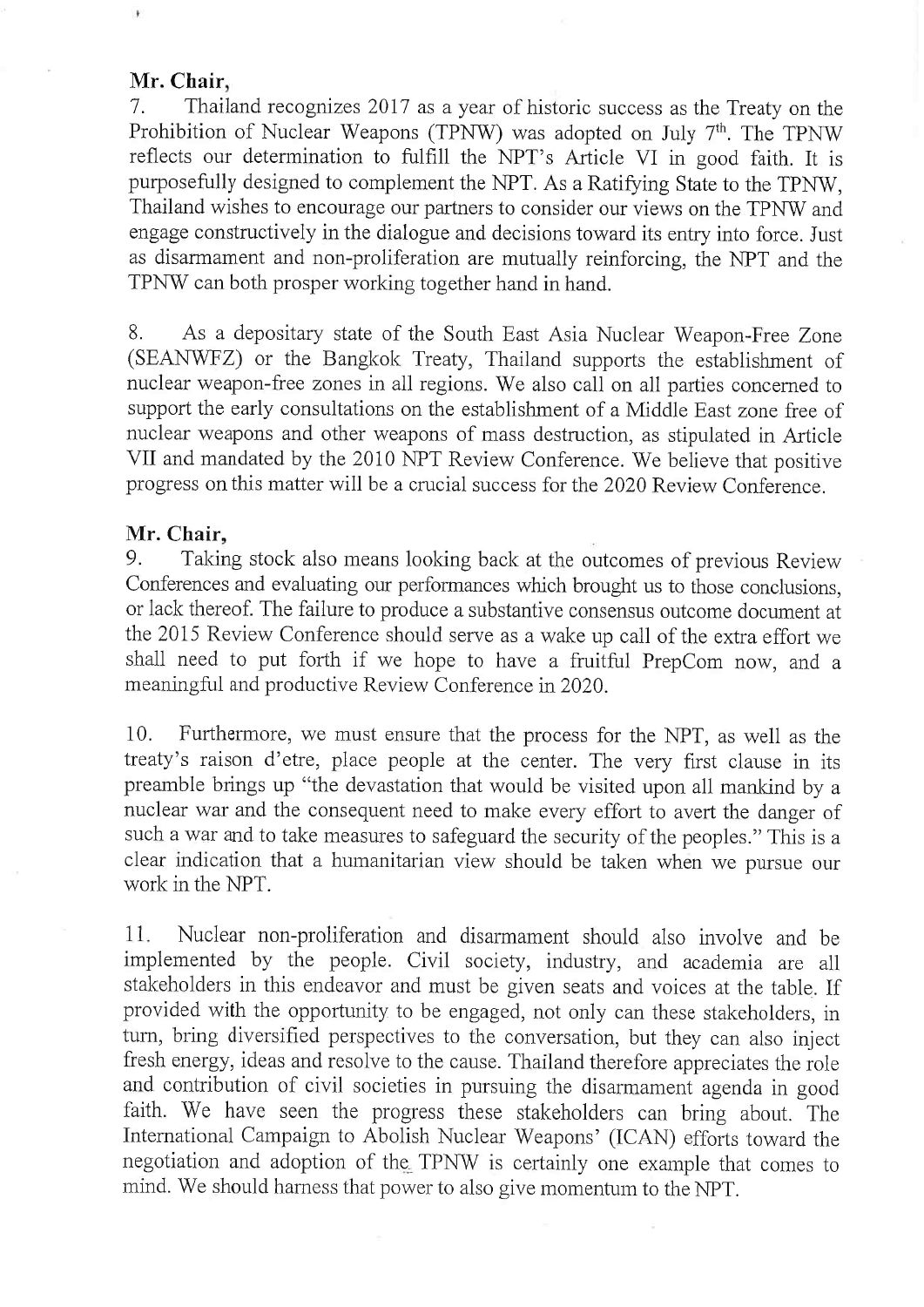**Mr. Chair,**

7. Thailand recognizes 2017 as a year of historic success as the Treaty on the Prohibition of Nuclear Weapons (TPNW) was adopted on July 7th. The TPNW reflects our determination to fulfill the NPT's Article VI in good faith. It is purposefully designed to complement the NPT. As a Ratifying State to the TPNW, Thailand wishes to encourage our partners to consider our views on the TPNW and engage constructively in the dialogue and decisions toward its entry into force. Just as disarmament and non-proliferation are mutually reinforcing, the NPT and the TPNW can both prosper working together hand in hand.

8. As a depositary state of the South East Asia Nuclear Weapon-Free Zone (SEANWFZ) or the Bangkok Treaty, Thailand supports the establishment of nuclear weapon-free zones in all regions. We also call on all parties concerned to support the early consultations on the establishment of a Middle East zone free of nuclear weapons and other weapons of mass destruction, as stipulated in Article VII and mandated by the 2010 NPT Review Conference. We believe that positive progress on this matter will be a crucial success for the 2020 Review Conference.

**Mr. Chair,**

9. Taking stock also means looking back at the outcomes of previous Review Conferences and evaluating our performances which brought us to those conclusions, or lack thereof. The failure to produce a substantive consensus outcome document at the 2015 Review Conference should serve as a wake up call of the extra effort we shall need to put forth if we hope to have a fruitful PrepCom now, and a meaningful and productive Review Conference in 2020.

10. Furthermore, we must ensure that the process for the NPT, as well as the treaty's raison d'etre, place people at the center. The very first clause in its preamble brings up "the devastation that would be visited upon all mankind by a nuclear war and the consequent need to make every effort to avert the danger of such a war and to take measures to safeguard the security of the peoples." This is a clear indication that a humanitarian view should be taken when we pursue our work in the NPT.

11. Nuclear non-proliferation and disarmament should also involve and be implemented by the people. Civil society, industry, and academia are all stakeholders in this endeavor and must be given seats and voices at the table. If provided with the opportunity to be engaged, not only can these stakeholders, in turn, bring diversified perspectives to the conversation, but they can also inject fresh energy, ideas and resolve to the cause. Thailand therefore appreciates the role and contribution of civil societies in pursuing the disarmament agenda in good faith. We have seen the progress these stakeholders can bring about. The International Campaign to Abolish Nuclear Weapons' (ICAN) efforts toward the negotiation and adoption of the TPNW is certainly one example that comes to mind. We should harness that power to also give momentum to the NPT.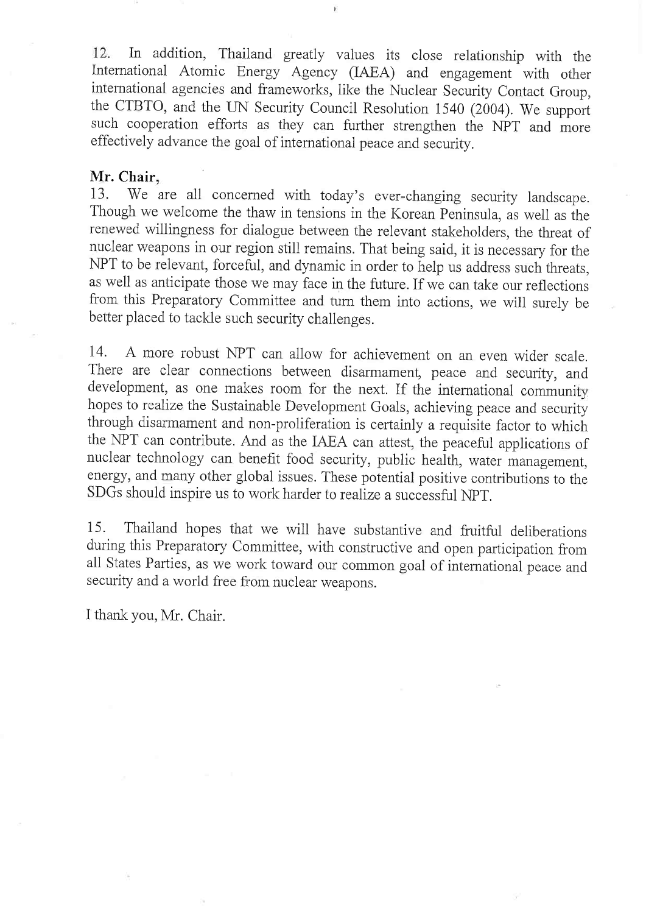12. In addition, Thailand greatly values its close relationship with the International Atomic Energy Agency (IAEA) and engagement with other international agencies and frameworks, like the Nuclear Security Contact Group, the CTBTO, and the UN Security Council Resolution 1540 (2004). We support such cooperation efforts as they can further strengthen the NPT and more effectively advance the goal of international peace and security.

**Mr. Chair,**

13. We are all concerned with today's ever-changing security landscape. Though we welcome the thaw in tensions in the Korean Peninsula, as well as the renewed willingness for dialogue between the relevant stakeholders, the threat of nuclear weapons in our region still remains. That being said, it is necessary for the NPT to be relevant, forceful, and dynamic in order to help us address such threats, as well as anticipate those we may face in the future. If we can take our reflections from this Preparatory Committee and turn them into actions, we will surely be better placed to tackle such security challenges.

14. A more robust NPT can allow for achievement on an even wider scale. There are clear connections between disarmament, peace and security, and development, as one makes room for the next. If the international community hopes to realize the Sustainable Development Goals, achieving peace and security through disarmament and non-proliferation is certainly a requisite factor to which the NPT can contribute. And as the IAEA can attest, the peaceful applications of nuclear technology can benefit food security, public health, water management, energy, and many other global issues. These potential positive contributions to the SDGs should inspire us to work harder to realize a successful NPT.

15. Thailand hopes that we will have substantive and fruitful deliberations during this Preparatory Committee, with constructive and open participation from all States Parties, as we work toward our common goal of international peace and security and a world free from nuclear weapons.

I thank you, Mr. Chair.